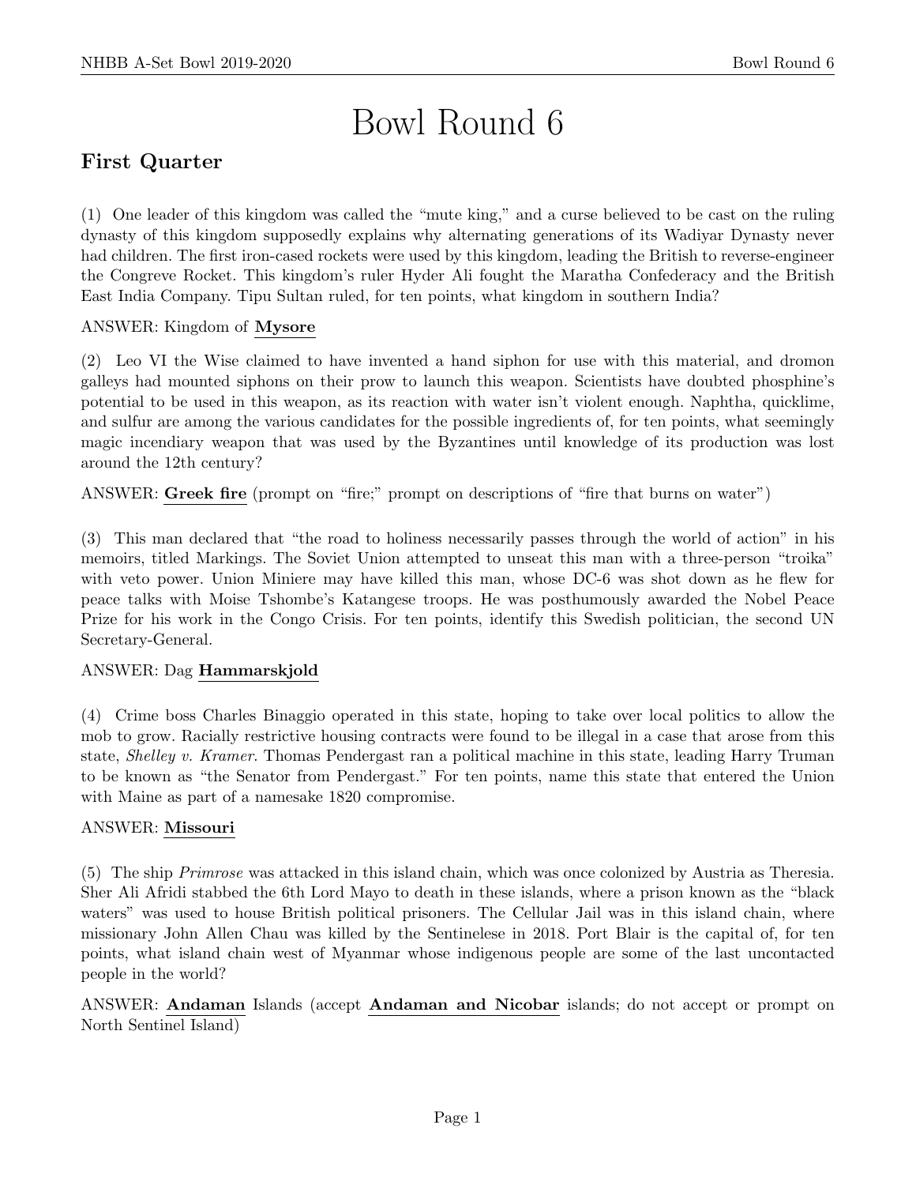# Bowl Round 6

## First Quarter

(1) One leader of this kingdom was called the "mute king," and a curse believed to be cast on the ruling dynasty of this kingdom supposedly explains why alternating generations of its Wadiyar Dynasty never had children. The first iron-cased rockets were used by this kingdom, leading the British to reverse-engineer the Congreve Rocket. This kingdom's ruler Hyder Ali fought the Maratha Confederacy and the British East India Company. Tipu Sultan ruled, for ten points, what kingdom in southern India?

ANSWER: Kingdom of **Mysore**

(2) Leo VI the Wise claimed to have invented a hand siphon for use with this material, and dromon galleys had mounted siphons on their prow to launch this weapon. Scientists have doubted phosphine's potential to be used in this weapon, as its reaction with water isn't violent enough. Naphtha, quicklime, and sulfur are among the various candidates for the possible ingredients of, for ten points, what seemingly magic incendiary weapon that was used by the Byzantines until knowledge of its production was lost around the 12th century?

ANSWER: **Greek fire** (prompt on "fire;" prompt on descriptions of "fire that burns on water")

(3) This man declared that "the road to holiness necessarily passes through the world of action" in his memoirs, titled Markings. The Soviet Union attempted to unseat this man with a three-person "troika" with veto power. Union Miniere may have killed this man, whose DC-6 was shot down as he flew for peace talks with Moise Tshombe's Katangese troops. He was posthumously awarded the Nobel Peace Prize for his work in the Congo Crisis. For ten points, identify this Swedish politician, the second UN Secretary-General.

ANSWER: Dag **Hammarskjold**

(4) Crime boss Charles Binaggio operated in this state, hoping to take over local politics to allow the mob to grow. Racially restrictive housing contracts were found to be illegal in a case that arose from this state, *Shelley v. Kramer*. Thomas Pendergast ran a political machine in this state, leading Harry Truman to be known as "the Senator from Pendergast." For ten points, name this state that entered the Union with Maine as part of a namesake 1820 compromise.

ANSWER: **Missouri**

(5) The ship *Primrose* was attacked in this island chain, which was once colonized by Austria as Theresia. Sher Ali Afridi stabbed the 6th Lord Mayo to death in these islands, where a prison known as the "black waters" was used to house British political prisoners. The Cellular Jail was in this island chain, where missionary John Allen Chau was killed by the Sentinelese in 2018. Port Blair is the capital of, for ten points, what island chain west of Myanmar whose indigenous people are some of the last uncontacted people in the world?

ANSWER: **Andaman** Islands (accept **Andaman and Nicobar** islands; do not accept or prompt on North Sentinel Island)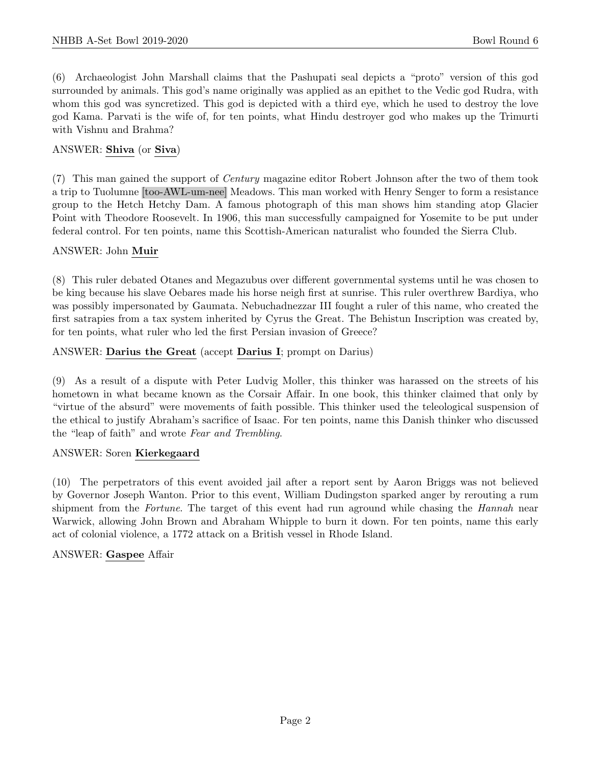(6) Archaeologist John Marshall claims that the Pashupati seal depicts a "proto" version of this god surrounded by animals. This god's name originally was applied as an epithet to the Vedic god Rudra, with whom this god was syncretized. This god is depicted with a third eye, which he used to destroy the love god Kama. Parvati is the wife of, for ten points, what Hindu destroyer god who makes up the Trimurti with Vishnu and Brahma?

ANSWER: **Shiva** (or **Siva**)

(7) This man gained the support of *Century* magazine editor Robert Johnson after the two of them took a trip to Tuolumne [too-AWL-um-nee] Meadows. This man worked with Henry Senger to form a resistance group to the Hetch Hetchy Dam. A famous photograph of this man shows him standing atop Glacier Point with Theodore Roosevelt. In 1906, this man successfully campaigned for Yosemite to be put under federal control. For ten points, name this Scottish-American naturalist who founded the Sierra Club.

ANSWER: John **Muir**

(8) This ruler debated Otanes and Megazubus over different governmental systems until he was chosen to be king because his slave Oebares made his horse neigh first at sunrise. This ruler overthrew Bardiya, who was possibly impersonated by Gaumata. Nebuchadnezzar III fought a ruler of this name, who created the first satrapies from a tax system inherited by Cyrus the Great. The Behistun Inscription was created by, for ten points, what ruler who led the first Persian invasion of Greece?

ANSWER: **Darius the Great** (accept **Darius I**; prompt on Darius)

(9) As a result of a dispute with Peter Ludvig Moller, this thinker was harassed on the streets of his hometown in what became known as the Corsair Affair. In one book, this thinker claimed that only by "virtue of the absurd" were movements of faith possible. This thinker used the teleological suspension of the ethical to justify Abraham's sacrifice of Isaac. For ten points, name this Danish thinker who discussed the "leap of faith" and wrote *Fear and Trembling*.

ANSWER: Soren **Kierkegaard**

(10) The perpetrators of this event avoided jail after a report sent by Aaron Briggs was not believed by Governor Joseph Wanton. Prior to this event, William Dudingston sparked anger by rerouting a rum shipment from the *Fortune*. The target of this event had run aground while chasing the *Hannah* near Warwick, allowing John Brown and Abraham Whipple to burn it down. For ten points, name this early act of colonial violence, a 1772 attack on a British vessel in Rhode Island.

ANSWER: **Gaspee** Affair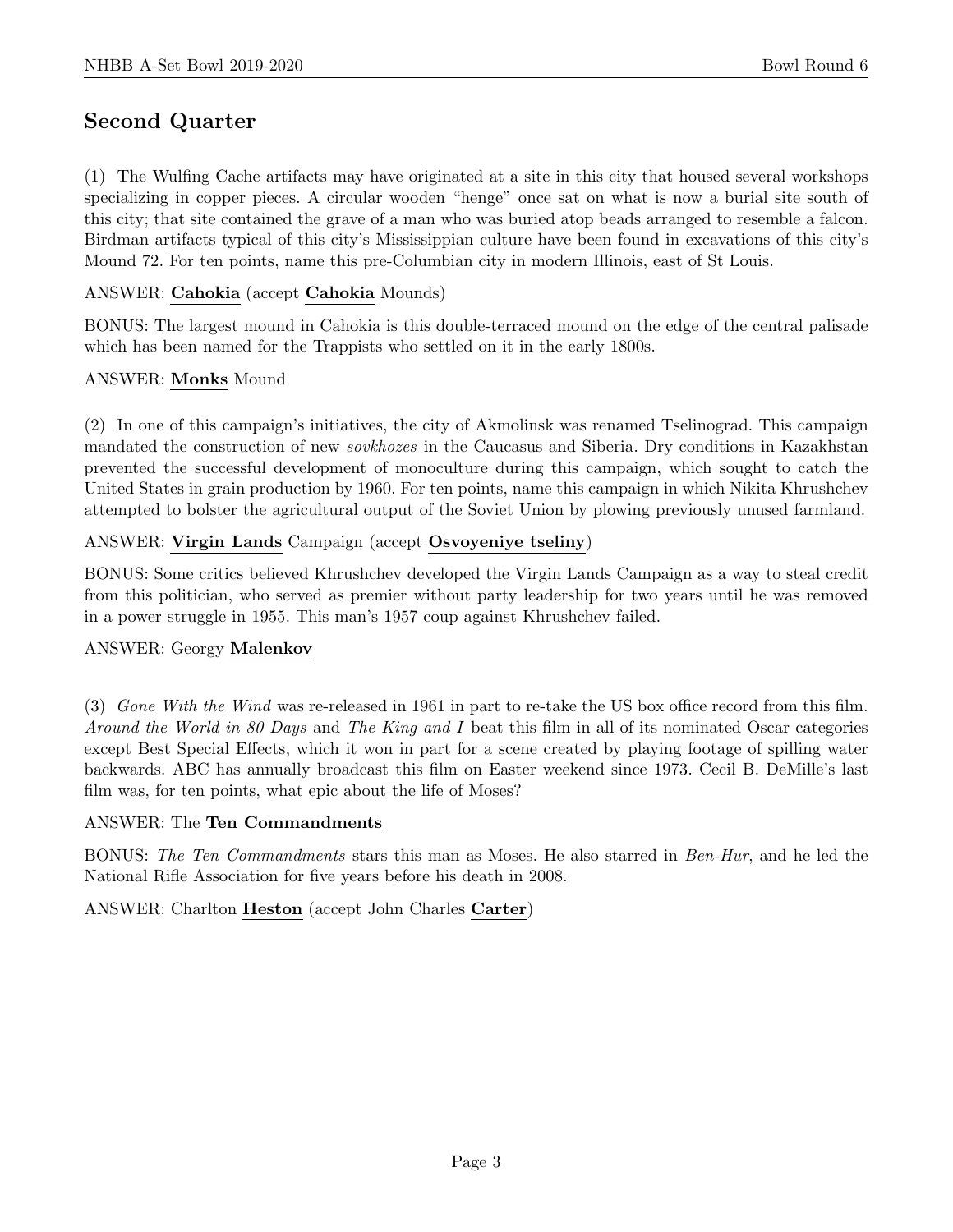## Second Quarter

(1) The Wulfing Cache artifacts may have originated at a site in this city that housed several workshops specializing in copper pieces. A circular wooden "henge" once sat on what is now a burial site south of this city; that site contained the grave of a man who was buried atop beads arranged to resemble a falcon. Birdman artifacts typical of this city's Mississippian culture have been found in excavations of this city's Mound 72. For ten points, name this pre-Columbian city in modern Illinois, east of St Louis.

ANSWER: **Cahokia** (accept **Cahokia** Mounds)

BONUS: The largest mound in Cahokia is this double-terraced mound on the edge of the central palisade which has been named for the Trappists who settled on it in the early 1800s.

ANSWER: **Monks** Mound

(2) In one of this campaign's initiatives, the city of Akmolinsk was renamed Tselinograd. This campaign mandated the construction of new *sovkhozes* in the Caucasus and Siberia. Dry conditions in Kazakhstan prevented the successful development of monoculture during this campaign, which sought to catch the United States in grain production by 1960. For ten points, name this campaign in which Nikita Khrushchev attempted to bolster the agricultural output of the Soviet Union by plowing previously unused farmland.

ANSWER: **Virgin Lands** Campaign (accept **Osvoyeniye tseliny**)

BONUS: Some critics believed Khrushchev developed the Virgin Lands Campaign as a way to steal credit from this politician, who served as premier without party leadership for two years until he was removed in a power struggle in 1955. This man's 1957 coup against Khrushchev failed.

ANSWER: Georgy **Malenkov**

(3) *Gone With the Wind* was re-released in 1961 in part to re-take the US box office record from this film. *Around the World in 80 Days* and *The King and I* beat this film in all of its nominated Oscar categories except Best Special Effects, which it won in part for a scene created by playing footage of spilling water backwards. ABC has annually broadcast this film on Easter weekend since 1973. Cecil B. DeMille's last film was, for ten points, what epic about the life of Moses?

ANSWER: The **Ten Commandments**

BONUS: *The Ten Commandments* stars this man as Moses. He also starred in *Ben-Hur*, and he led the National Rifle Association for five years before his death in 2008.

ANSWER: Charlton **Heston** (accept John Charles **Carter**)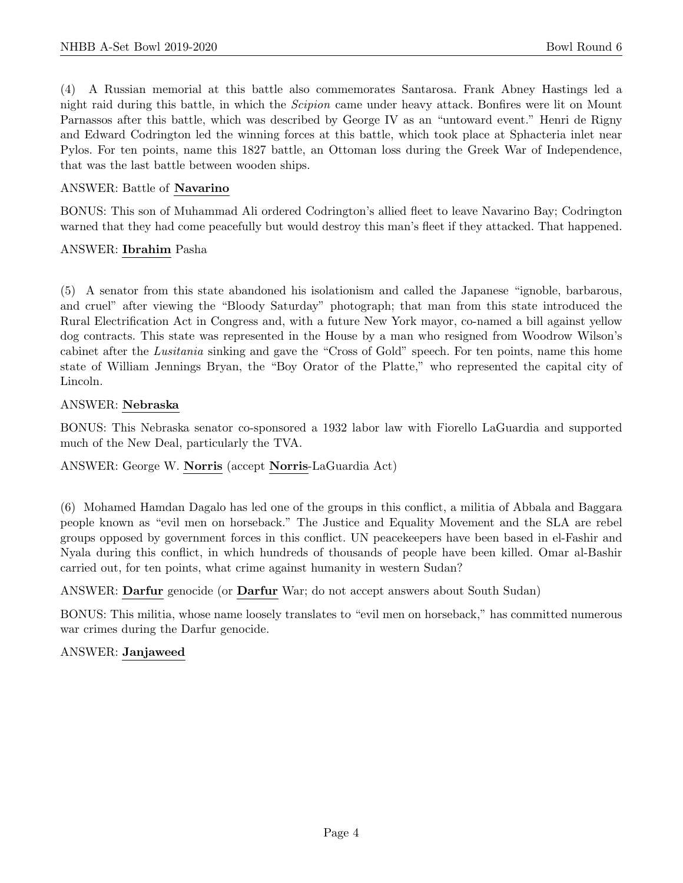(4) A Russian memorial at this battle also commemorates Santarosa. Frank Abney Hastings led a night raid during this battle, in which the *Scipion* came under heavy attack. Bonfires were lit on Mount Parnassos after this battle, which was described by George IV as an "untoward event." Henri de Rigny and Edward Codrington led the winning forces at this battle, which took place at Sphacteria inlet near Pylos. For ten points, name this 1827 battle, an Ottoman loss during the Greek War of Independence, that was the last battle between wooden ships.

ANSWER: Battle of **Navarino**

BONUS: This son of Muhammad Ali ordered Codrington's allied fleet to leave Navarino Bay; Codrington warned that they had come peacefully but would destroy this man's fleet if they attacked. That happened.

ANSWER: **Ibrahim** Pasha

(5) A senator from this state abandoned his isolationism and called the Japanese "ignoble, barbarous, and cruel" after viewing the "Bloody Saturday" photograph; that man from this state introduced the Rural Electrification Act in Congress and, with a future New York mayor, co-named a bill against yellow dog contracts. This state was represented in the House by a man who resigned from Woodrow Wilson's cabinet after the *Lusitania* sinking and gave the "Cross of Gold" speech. For ten points, name this home state of William Jennings Bryan, the "Boy Orator of the Platte," who represented the capital city of Lincoln.

ANSWER: **Nebraska**

BONUS: This Nebraska senator co-sponsored a 1932 labor law with Fiorello LaGuardia and supported much of the New Deal, particularly the TVA.

ANSWER: George W. **Norris** (accept **Norris**-LaGuardia Act)

(6) Mohamed Hamdan Dagalo has led one of the groups in this conflict, a militia of Abbala and Baggara people known as "evil men on horseback." The Justice and Equality Movement and the SLA are rebel groups opposed by government forces in this conflict. UN peacekeepers have been based in el-Fashir and Nyala during this conflict, in which hundreds of thousands of people have been killed. Omar al-Bashir carried out, for ten points, what crime against humanity in western Sudan?

ANSWER: **Darfur** genocide (or **Darfur** War; do not accept answers about South Sudan)

BONUS: This militia, whose name loosely translates to "evil men on horseback," has committed numerous war crimes during the Darfur genocide.

ANSWER: **Janjaweed**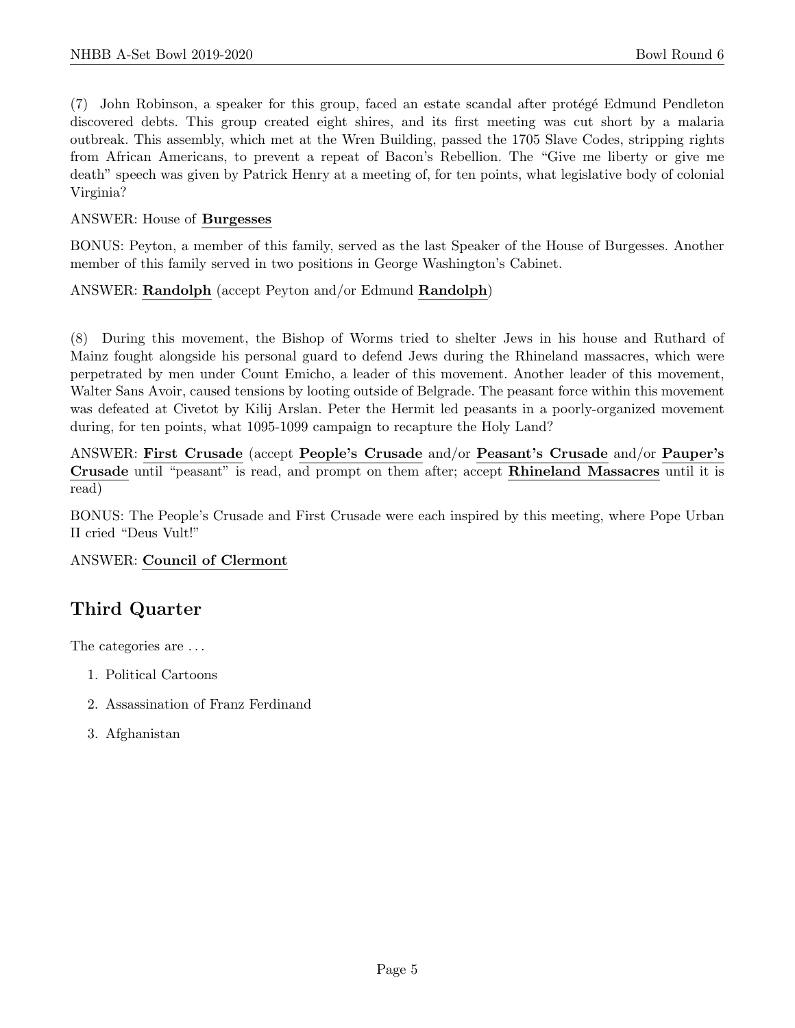(7) John Robinson, a speaker for this group, faced an estate scandal after protégé Edmund Pendleton discovered debts. This group created eight shires, and its first meeting was cut short by a malaria outbreak. This assembly, which met at the Wren Building, passed the 1705 Slave Codes, stripping rights from African Americans, to prevent a repeat of Bacon's Rebellion. The "Give me liberty or give me death" speech was given by Patrick Henry at a meeting of, for ten points, what legislative body of colonial Virginia?

ANSWER: House of **Burgesses**

BONUS: Peyton, a member of this family, served as the last Speaker of the House of Burgesses. Another member of this family served in two positions in George Washington's Cabinet.

ANSWER: **Randolph** (accept Peyton and/or Edmund **Randolph**)

(8) During this movement, the Bishop of Worms tried to shelter Jews in his house and Ruthard of Mainz fought alongside his personal guard to defend Jews during the Rhineland massacres, which were perpetrated by men under Count Emicho, a leader of this movement. Another leader of this movement, Walter Sans Avoir, caused tensions by looting outside of Belgrade. The peasant force within this movement was defeated at Civetot by Kilij Arslan. Peter the Hermit led peasants in a poorly-organized movement during, for ten points, what 1095-1099 campaign to recapture the Holy Land?

ANSWER: **First Crusade** (accept **People's Crusade** and/or **Peasant's Crusade** and/or **Pauper's Crusade** until "peasant" is read, and prompt on them after; accept **Rhineland Massacres** until it is read)

BONUS: The People's Crusade and First Crusade were each inspired by this meeting, where Pope Urban II cried "Deus Vult!"

ANSWER: **Council of Clermont**

## Third Quarter

The categories are ...

1. Political Cartoons
2. Assassination of Franz Ferdinand
3. Afghanistan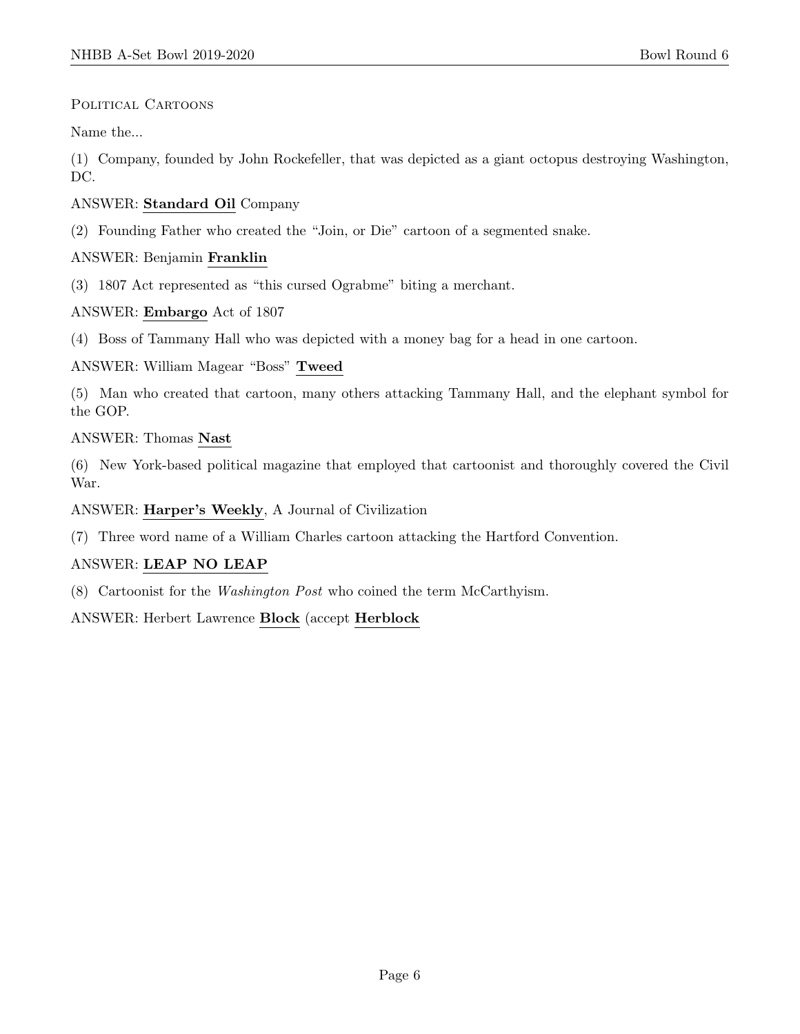Political Cartoons

Name the...

(1) Company, founded by John Rockefeller, that was depicted as a giant octopus destroying Washington, DC.

ANSWER: **Standard Oil** Company

(2) Founding Father who created the "Join, or Die" cartoon of a segmented snake.

ANSWER: Benjamin **Franklin**

(3) 1807 Act represented as "this cursed Ograbme" biting a merchant.

ANSWER: **Embargo** Act of 1807

(4) Boss of Tammany Hall who was depicted with a money bag for a head in one cartoon.

ANSWER: William Magear "Boss" **Tweed**

(5) Man who created that cartoon, many others attacking Tammany Hall, and the elephant symbol for the GOP.

ANSWER: Thomas **Nast**

(6) New York-based political magazine that employed that cartoonist and thoroughly covered the Civil War.

ANSWER: **Harper's Weekly**, A Journal of Civilization

(7) Three word name of a William Charles cartoon attacking the Hartford Convention.

ANSWER: **LEAP NO LEAP**

(8) Cartoonist for the *Washington Post* who coined the term McCarthyism.

ANSWER: Herbert Lawrence **Block** (accept **Herblock**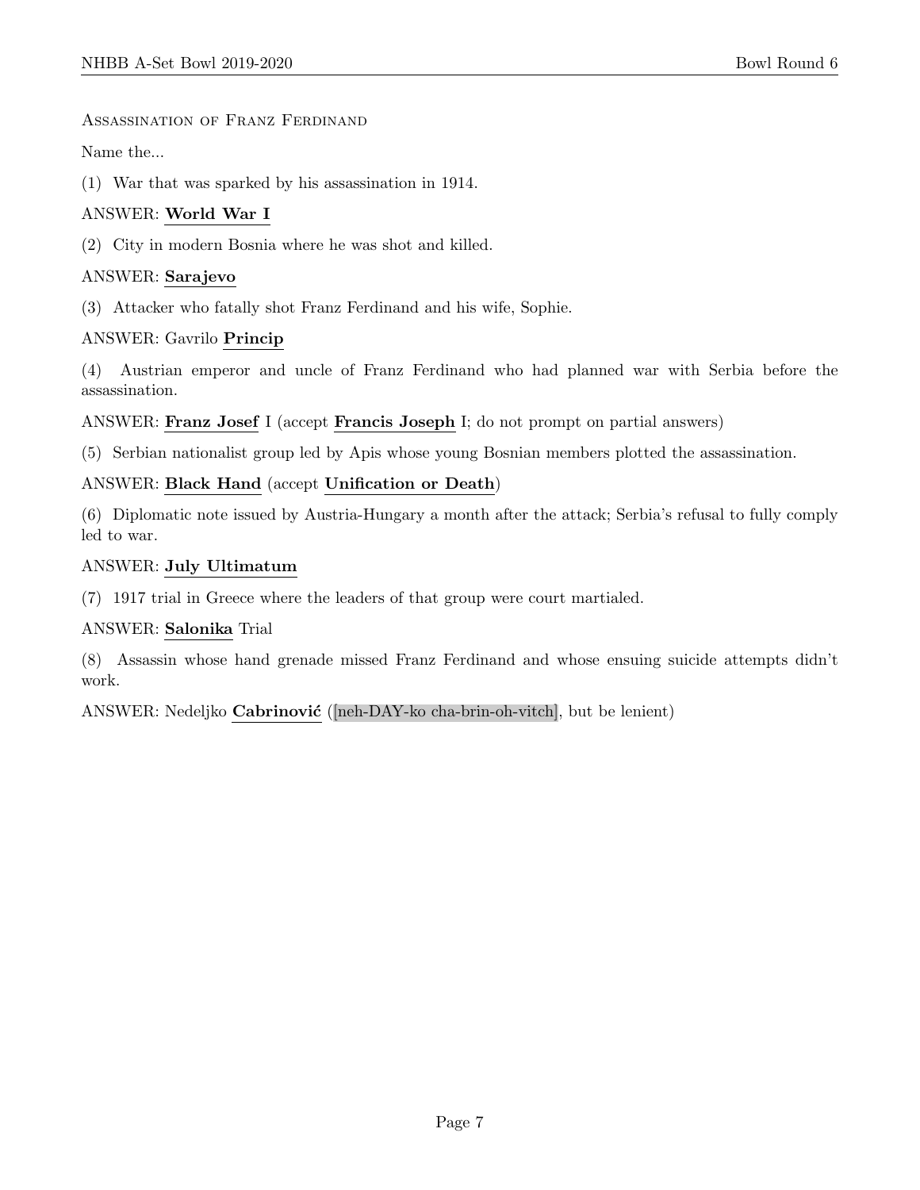## Assassination of Franz Ferdinand

Name the...

(1) War that was sparked by his assassination in 1914.

ANSWER: **World War I**

(2) City in modern Bosnia where he was shot and killed.

ANSWER: **Sarajevo**

(3) Attacker who fatally shot Franz Ferdinand and his wife, Sophie.

ANSWER: Gavrilo **Princip**

(4) Austrian emperor and uncle of Franz Ferdinand who had planned war with Serbia before the assassination.

ANSWER: **Franz Josef** I (accept **Francis Joseph** I; do not prompt on partial answers)

(5) Serbian nationalist group led by Apis whose young Bosnian members plotted the assassination.

ANSWER: **Black Hand** (accept **Unification or Death**)

(6) Diplomatic note issued by Austria-Hungary a month after the attack; Serbia's refusal to fully comply led to war.

ANSWER: **July Ultimatum**

(7) 1917 trial in Greece where the leaders of that group were court martialed.

ANSWER: **Salonika** Trial

(8) Assassin whose hand grenade missed Franz Ferdinand and whose ensuing suicide attempts didn't work.

ANSWER: Nedeljko **Cabrinović** ([neh-DAY-ko cha-brin-oh-vitch], but be lenient)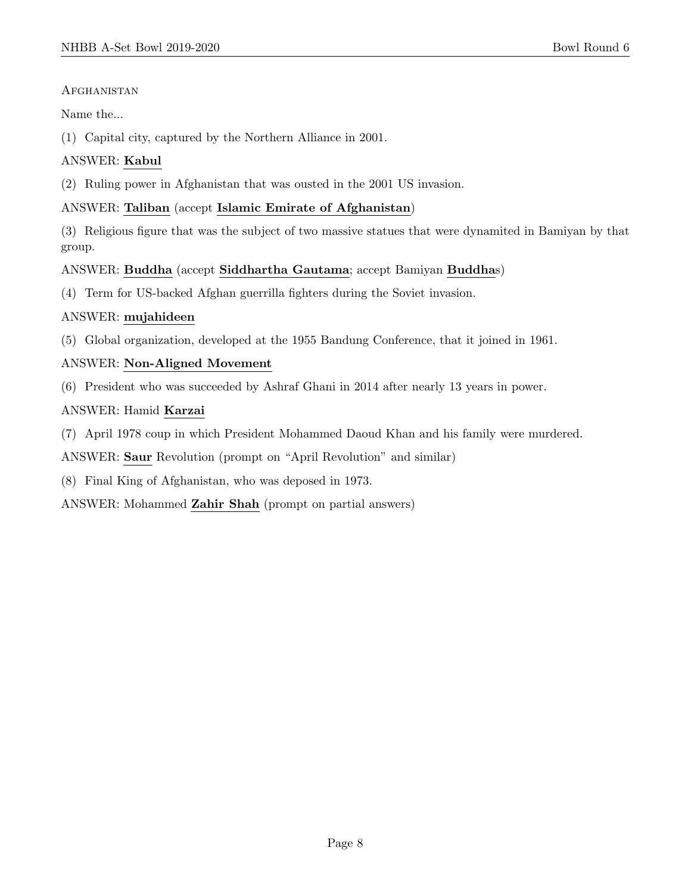Afghanistan

Name the...

(1) Capital city, captured by the Northern Alliance in 2001.

ANSWER: **Kabul**

(2) Ruling power in Afghanistan that was ousted in the 2001 US invasion.

ANSWER: **Taliban** (accept **Islamic Emirate of Afghanistan**)

(3) Religious figure that was the subject of two massive statues that were dynamited in Bamiyan by that group.

ANSWER: **Buddha** (accept **Siddhartha Gautama**; accept Bamiyan **Buddha**s)

(4) Term for US-backed Afghan guerrilla fighters during the Soviet invasion.

ANSWER: **mujahideen**

(5) Global organization, developed at the 1955 Bandung Conference, that it joined in 1961.

ANSWER: **Non-Aligned Movement**

(6) President who was succeeded by Ashraf Ghani in 2014 after nearly 13 years in power.

ANSWER: Hamid **Karzai**

(7) April 1978 coup in which President Mohammed Daoud Khan and his family were murdered.

ANSWER: **Saur** Revolution (prompt on "April Revolution" and similar)

(8) Final King of Afghanistan, who was deposed in 1973.

ANSWER: Mohammed **Zahir Shah** (prompt on partial answers)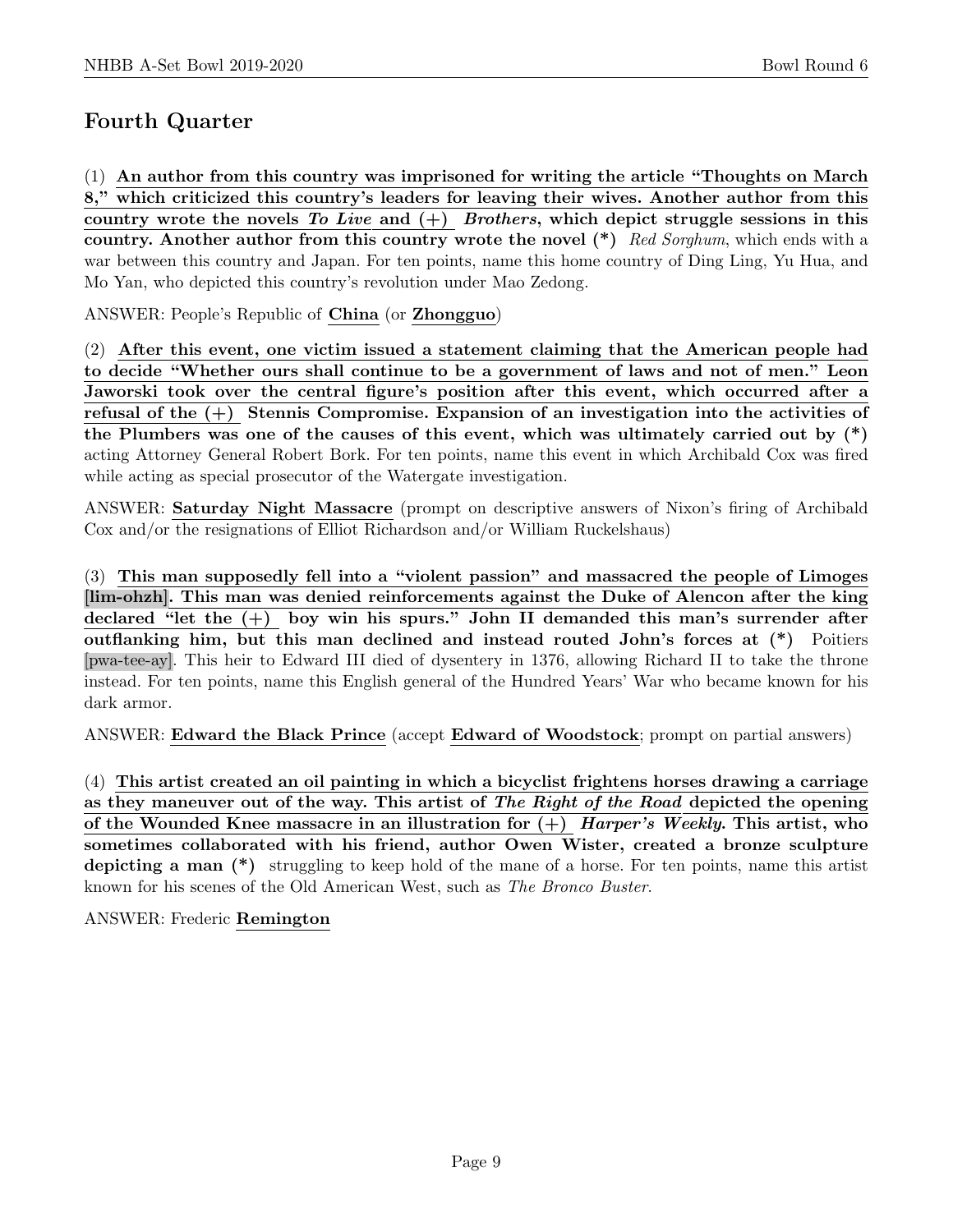## Fourth Quarter

(1) **An author from this country was imprisoned for writing the article "Thoughts on March 8," which criticized this country's leaders for leaving their wives. Another author from this country wrote the novels *To Live* and (+) *Brothers*, which depict struggle sessions in this country. Another author from this country wrote the novel (*)** *Red Sorghum*, which ends with a war between this country and Japan. For ten points, name this home country of Ding Ling, Yu Hua, and Mo Yan, who depicted this country's revolution under Mao Zedong.

ANSWER: People's Republic of **China** (or **Zhongguo**)

(2) **After this event, one victim issued a statement claiming that the American people had to decide "Whether ours shall continue to be a government of laws and not of men." Leon Jaworski took over the central figure's position after this event, which occurred after a refusal of the (+) Stennis Compromise. Expansion of an investigation into the activities of the Plumbers was one of the causes of this event, which was ultimately carried out by (*)** acting Attorney General Robert Bork. For ten points, name this event in which Archibald Cox was fired while acting as special prosecutor of the Watergate investigation.

ANSWER: **Saturday Night Massacre** (prompt on descriptive answers of Nixon's firing of Archibald Cox and/or the resignations of Elliot Richardson and/or William Ruckelshaus)

(3) **This man supposedly fell into a "violent passion" and massacred the people of Limoges [lim-ohzh]. This man was denied reinforcements against the Duke of Alencon after the king declared "let the (+) boy win his spurs." John II demanded this man's surrender after outflanking him, but this man declined and instead routed John's forces at (*)** Poitiers [pwa-tee-ay]. This heir to Edward III died of dysentery in 1376, allowing Richard II to take the throne instead. For ten points, name this English general of the Hundred Years' War who became known for his dark armor.

ANSWER: **Edward the Black Prince** (accept **Edward of Woodstock**; prompt on partial answers)

(4) **This artist created an oil painting in which a bicyclist frightens horses drawing a carriage as they maneuver out of the way. This artist of *The Right of the Road* depicted the opening of the Wounded Knee massacre in an illustration for (+) *Harper's Weekly*. This artist, who sometimes collaborated with his friend, author Owen Wister, created a bronze sculpture depicting a man (*)** struggling to keep hold of the mane of a horse. For ten points, name this artist known for his scenes of the Old American West, such as *The Bronco Buster*.

ANSWER: Frederic **Remington**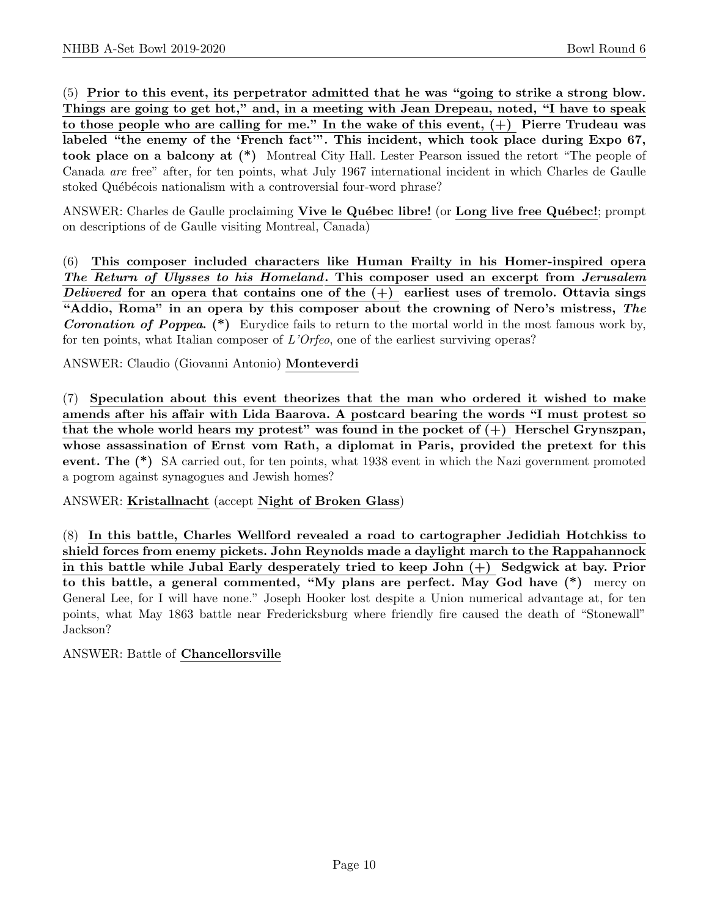(5) **Prior to this event, its perpetrator admitted that he was "going to strike a strong blow. Things are going to get hot," and, in a meeting with Jean Drepeau, noted, "I have to speak to those people who are calling for me." In the wake of this event, (+) Pierre Trudeau was labeled "the enemy of the 'French fact'". This incident, which took place during Expo 67, took place on a balcony at (\*)** Montreal City Hall. Lester Pearson issued the retort "The people of Canada *are* free" after, for ten points, what July 1967 international incident in which Charles de Gaulle stoked Québécois nationalism with a controversial four-word phrase?

ANSWER: Charles de Gaulle proclaiming **Vive le Québec libre!** (or **Long live free Québec!**; prompt on descriptions of de Gaulle visiting Montreal, Canada)

(6) **This composer included characters like Human Frailty in his Homer-inspired opera *The Return of Ulysses to his Homeland*. This composer used an excerpt from *Jerusalem Delivered* for an opera that contains one of the (+) earliest uses of tremolo. Ottavia sings "Addio, Roma" in an opera by this composer about the crowning of Nero's mistress, *The Coronation of Poppea*. (\*)** Eurydice fails to return to the mortal world in the most famous work by, for ten points, what Italian composer of *L'Orfeo*, one of the earliest surviving operas?

ANSWER: Claudio (Giovanni Antonio) **Monteverdi**

(7) **Speculation about this event theorizes that the man who ordered it wished to make amends after his affair with Lida Baarova. A postcard bearing the words "I must protest so that the whole world hears my protest" was found in the pocket of (+) Herschel Grynszpan, whose assassination of Ernst vom Rath, a diplomat in Paris, provided the pretext for this event. The (\*)** SA carried out, for ten points, what 1938 event in which the Nazi government promoted a pogrom against synagogues and Jewish homes?

ANSWER: **Kristallnacht** (accept **Night of Broken Glass**)

(8) **In this battle, Charles Wellford revealed a road to cartographer Jedidiah Hotchkiss to shield forces from enemy pickets. John Reynolds made a daylight march to the Rappahannock in this battle while Jubal Early desperately tried to keep John (+) Sedgwick at bay. Prior to this battle, a general commented, "My plans are perfect. May God have (\*)** mercy on General Lee, for I will have none." Joseph Hooker lost despite a Union numerical advantage at, for ten points, what May 1863 battle near Fredericksburg where friendly fire caused the death of "Stonewall" Jackson?

ANSWER: Battle of **Chancellorsville**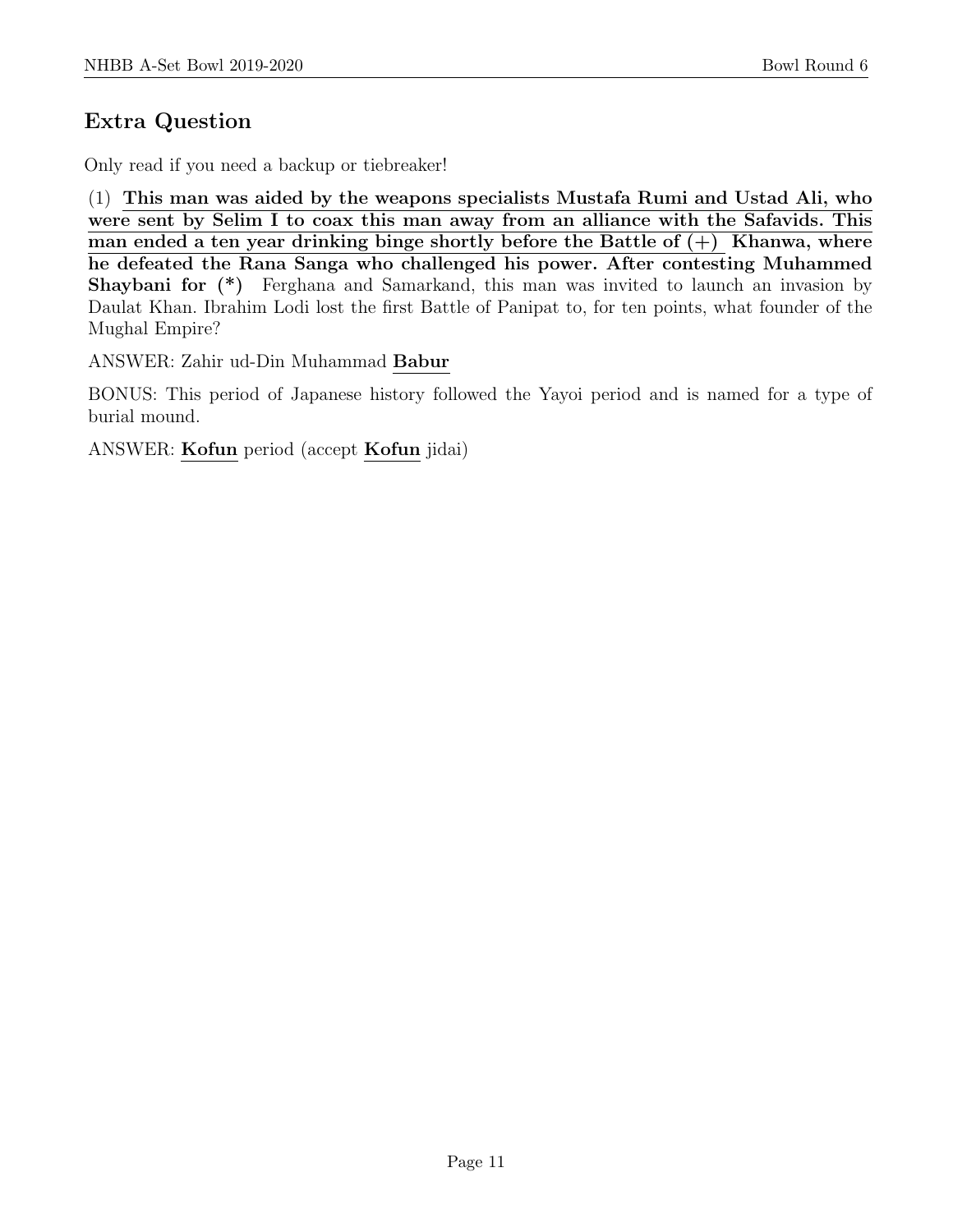## Extra Question

Only read if you need a backup or tiebreaker!

(1) **This man was aided by the weapons specialists Mustafa Rumi and Ustad Ali, who were sent by Selim I to coax this man away from an alliance with the Safavids. This man ended a ten year drinking binge shortly before the Battle of (+) Khanwa, where he defeated the Rana Sanga who challenged his power. After contesting Muhammed Shaybani for (*)** Ferghana and Samarkand, this man was invited to launch an invasion by Daulat Khan. Ibrahim Lodi lost the first Battle of Panipat to, for ten points, what founder of the Mughal Empire?

ANSWER: Zahir ud-Din Muhammad **Babur**

BONUS: This period of Japanese history followed the Yayoi period and is named for a type of burial mound.

ANSWER: **Kofun** period (accept **Kofun** jidai)